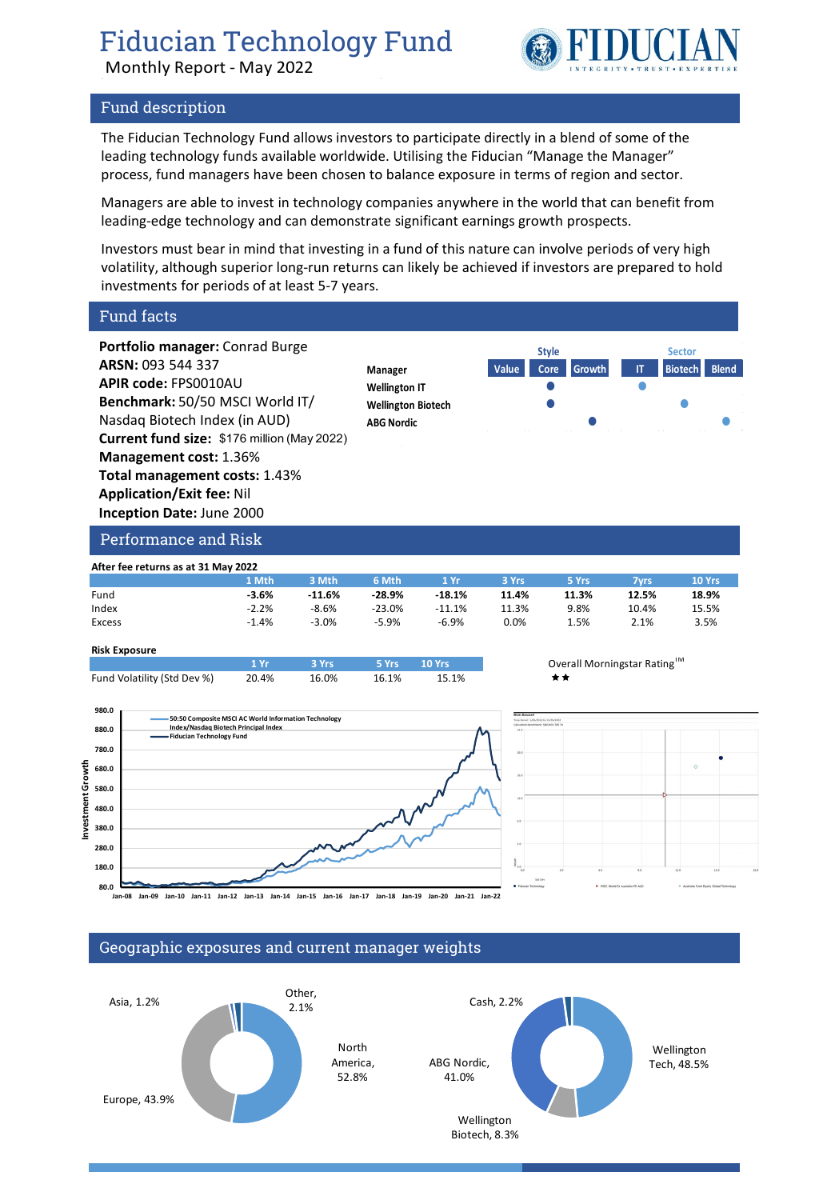# Fiducian Technology Fund

Monthly Report - May 2022

## Fund description

The Fiducian Technology Fund allows investors to participate directly in a blend of some of the leading technology funds available worldwide. Utilising the Fiducian "Manage the Manager" process, fund managers have been chosen to balance exposure in terms of region and sector.

Managers are able to invest in technology companies anywhere in the world that can benefit from leading-edge technology and can demonstrate significant earnings growth prospects.

Investors must bear in mind that investing in a fund of this nature can involve periods of very high volatility, although superior long-run returns can likely be achieved if investors are prepared to hold investments for periods of at least 5-7 years.

## Fund facts

**Portfolio manager:** Conrad Burge
**ARSN:** 093 544 337
**APIR code:** FPS0010AU
**Benchmark:** 50/50 MSCI World IT/ Nasdaq Biotech Index (in AUD)
**Current fund size:** $176 million (May 2022)
**Management cost:** 1.36%
**Total management costs:** 1.43%
**Application/Exit fee:** Nil
**Inception Date:** June 2000

| Manager | Style: Value | Style: Core | Style: Growth | Sector: IT | Sector: Biotech | Sector: Blend |
|---|---|---|---|---|---|---|
| Wellington IT | | ● | | ● | | |
| Wellington Biotech | | ● | | | ● | |
| ABG Nordic | | | ● | | | ● |

## Performance and Risk

**After fee returns as at 31 May 2022**

| | 1 Mth | 3 Mth | 6 Mth | 1 Yr | 3 Yrs | 5 Yrs | 7yrs | 10 Yrs |
|---|---|---|---|---|---|---|---|---|
| Fund | **-3.6%** | **-11.6%** | **-28.9%** | **-18.1%** | **11.4%** | **11.3%** | **12.5%** | **18.9%** |
| Index | -2.2% | -8.6% | -23.0% | -11.1% | 11.3% | 9.8% | 10.4% | 15.5% |
| Excess | -1.4% | -3.0% | -5.9% | -6.9% | 0.0% | 1.5% | 2.1% | 3.5% |

**Risk Exposure**

| | 1 Yr | 3 Yrs | 5 Yrs | 10 Yrs |
|---|---|---|---|---|
| Fund Volatility (Std Dev %) | 20.4% | 16.0% | 16.1% | 15.1% |

Overall Morningstar Rating™ ★★

## Geographic exposures and current manager weights

Asia, 1.2%
Other, 2.1%
North America, 52.8%
Europe, 43.9%

Cash, 2.2%
Wellington Tech, 48.5%
ABG Nordic, 41.0%
Wellington Biotech, 8.3%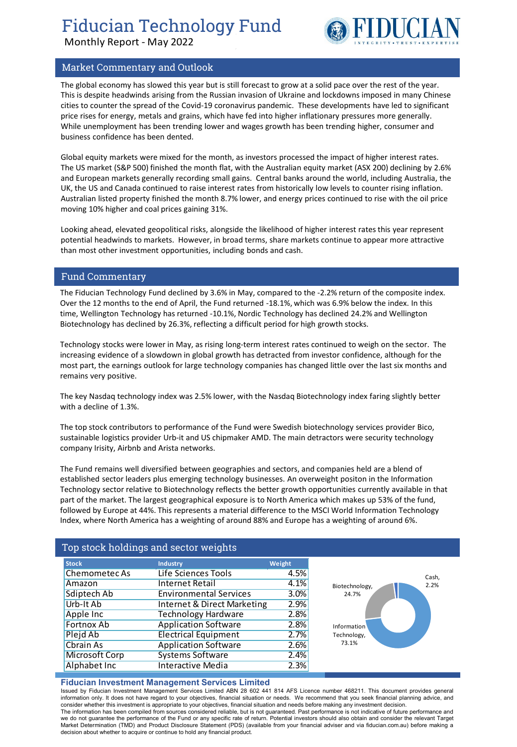# Fiducian Technology Fund

Monthly Report - May 2022

FIDUCIAN
INTEGRITY • TRUST • EXPERTISE

## Market Commentary and Outlook

The global economy has slowed this year but is still forecast to grow at a solid pace over the rest of the year. This is despite headwinds arising from the Russian invasion of Ukraine and lockdowns imposed in many Chinese cities to counter the spread of the Covid-19 coronavirus pandemic. These developments have led to significant price rises for energy, metals and grains, which have fed into higher inflationary pressures more generally. While unemployment has been trending lower and wages growth has been trending higher, consumer and business confidence has been dented.

Global equity markets were mixed for the month, as investors processed the impact of higher interest rates. The US market (S&P 500) finished the month flat, with the Australian equity market (ASX 200) declining by 2.6% and European markets generally recording small gains. Central banks around the world, including Australia, the UK, the US and Canada continued to raise interest rates from historically low levels to counter rising inflation. Australian listed property finished the month 8.7% lower, and energy prices continued to rise with the oil price moving 10% higher and coal prices gaining 31%.

Looking ahead, elevated geopolitical risks, alongside the likelihood of higher interest rates this year represent potential headwinds to markets. However, in broad terms, share markets continue to appear more attractive than most other investment opportunities, including bonds and cash.

## Fund Commentary

The Fiducian Technology Fund declined by 3.6% in May, compared to the -2.2% return of the composite index. Over the 12 months to the end of April, the Fund returned -18.1%, which was 6.9% below the index. In this time, Wellington Technology has returned -10.1%, Nordic Technology has declined 24.2% and Wellington Biotechnology has declined by 26.3%, reflecting a difficult period for high growth stocks.

Technology stocks were lower in May, as rising long-term interest rates continued to weigh on the sector. The increasing evidence of a slowdown in global growth has detracted from investor confidence, although for the most part, the earnings outlook for large technology companies has changed little over the last six months and remains very positive.

The key Nasdaq technology index was 2.5% lower, with the Nasdaq Biotechnology index faring slightly better with a decline of 1.3%.

The top stock contributors to performance of the Fund were Swedish biotechnology services provider Bico, sustainable logistics provider Urb-it and US chipmaker AMD. The main detractors were security technology company Irisity, Airbnb and Arista networks.

The Fund remains well diversified between geographies and sectors, and companies held are a blend of established sector leaders plus emerging technology businesses. An overweight positon in the Information Technology sector relative to Biotechnology reflects the better growth opportunities currently available in that part of the market. The largest geographical exposure is to North America which makes up 53% of the fund, followed by Europe at 44%. This represents a material difference to the MSCI World Information Technology Index, where North America has a weighting of around 88% and Europe has a weighting of around 6%.

## Top stock holdings and sector weights

| Stock | Industry | Weight |
|---|---|---|
| Chemometec As | Life Sciences Tools | 4.5% |
| Amazon | Internet Retail | 4.1% |
| Sdiptech Ab | Environmental Services | 3.0% |
| Urb-It Ab | Internet & Direct Marketing | 2.9% |
| Apple Inc | Technology Hardware | 2.8% |
| Fortnox Ab | Application Software | 2.8% |
| Plejd Ab | Electrical Equipment | 2.7% |
| Cbrain As | Application Software | 2.6% |
| Microsoft Corp | Systems Software | 2.4% |
| Alphabet Inc | Interactive Media | 2.3% |

Cash, 2.2%

Biotechnology, 24.7%

Information Technology, 73.1%

**Fiducian Investment Management Services Limited**

Issued by Fiducian Investment Management Services Limited ABN 28 602 441 814 AFS Licence number 468211. This document provides general information only. It does not have regard to your objectives, financial situation or needs. We recommend that you seek financial planning advice, and consider whether this investment is appropriate to your objectives, financial situation and needs before making any investment decision.

The information has been compiled from sources considered reliable, but is not guaranteed. Past performance is not indicative of future performance and we do not guarantee the performance of the Fund or any specific rate of return. Potential investors should also obtain and consider the relevant Target Market Determination (TMD) and Product Disclosure Statement (PDS) (available from your financial adviser and via fiducian.com.au) before making a decision about whether to acquire or continue to hold any financial product.